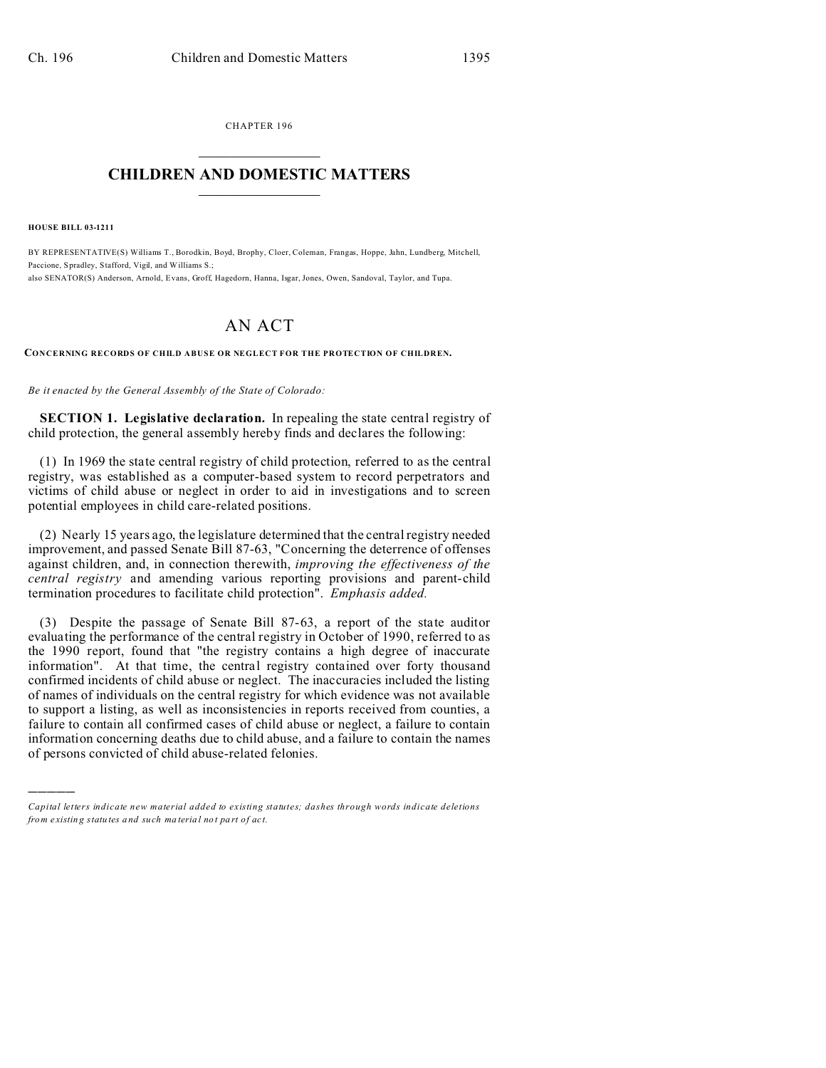CHAPTER 196

# CHILDREN AND DOMESTIC MATTERS

**HOUSE BILL 03-1211**

BY REPRESENTATIVE(S) Williams T., Borodkin, Boyd, Brophy, Cloer, Coleman, Frangas, Hoppe, Jahn, Lundberg, Mitchell, Paccione, Spradley, Stafford, Vigil, and Williams S.;
also SENATOR(S) Anderson, Arnold, Evans, Groff, Hagedorn, Hanna, Isgar, Jones, Owen, Sandoval, Taylor, and Tupa.

# AN ACT

**CONCERNING RECORDS OF CHILD ABUSE OR NEGLECT FOR THE PROTECTION OF CHILDREN.**

*Be it enacted by the General Assembly of the State of Colorado:*

**SECTION 1. Legislative declaration.** In repealing the state central registry of child protection, the general assembly hereby finds and declares the following:

(1) In 1969 the state central registry of child protection, referred to as the central registry, was established as a computer-based system to record perpetrators and victims of child abuse or neglect in order to aid in investigations and to screen potential employees in child care-related positions.

(2) Nearly 15 years ago, the legislature determined that the central registry needed improvement, and passed Senate Bill 87-63, "Concerning the deterrence of offenses against children, and, in connection therewith, *improving the effectiveness of the central registry* and amending various reporting provisions and parent-child termination procedures to facilitate child protection". *Emphasis added.*

(3) Despite the passage of Senate Bill 87-63, a report of the state auditor evaluating the performance of the central registry in October of 1990, referred to as the 1990 report, found that "the registry contains a high degree of inaccurate information". At that time, the central registry contained over forty thousand confirmed incidents of child abuse or neglect. The inaccuracies included the listing of names of individuals on the central registry for which evidence was not available to support a listing, as well as inconsistencies in reports received from counties, a failure to contain all confirmed cases of child abuse or neglect, a failure to contain information concerning deaths due to child abuse, and a failure to contain the names of persons convicted of child abuse-related felonies.

---

*Capital letters indicate new material added to existing statutes; dashes through words indicate deletions from existing statutes and such material not part of act.*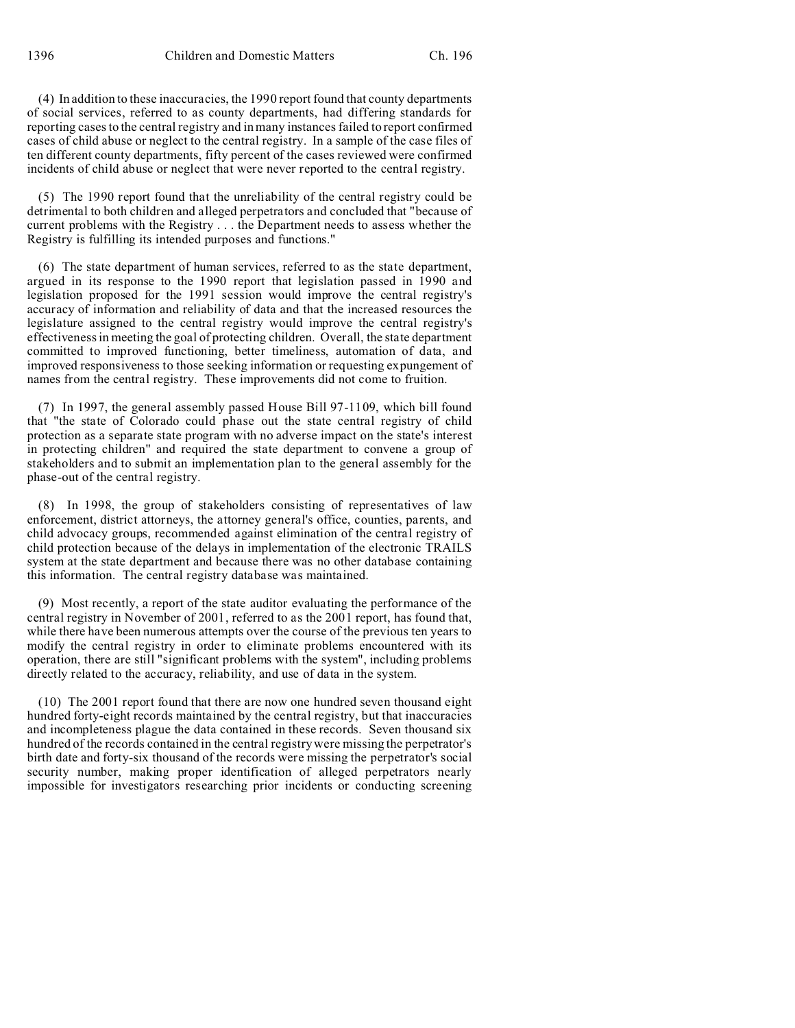(4) In addition to these inaccuracies, the 1990 report found that county departments of social services, referred to as county departments, had differing standards for reporting cases to the central registry and in many instances failed to report confirmed cases of child abuse or neglect to the central registry. In a sample of the case files of ten different county departments, fifty percent of the cases reviewed were confirmed incidents of child abuse or neglect that were never reported to the central registry.

(5) The 1990 report found that the unreliability of the central registry could be detrimental to both children and alleged perpetrators and concluded that "because of current problems with the Registry . . . the Department needs to assess whether the Registry is fulfilling its intended purposes and functions."

(6) The state department of human services, referred to as the state department, argued in its response to the 1990 report that legislation passed in 1990 and legislation proposed for the 1991 session would improve the central registry's accuracy of information and reliability of data and that the increased resources the legislature assigned to the central registry would improve the central registry's effectiveness in meeting the goal of protecting children. Overall, the state department committed to improved functioning, better timeliness, automation of data, and improved responsiveness to those seeking information or requesting expungement of names from the central registry. These improvements did not come to fruition.

(7) In 1997, the general assembly passed House Bill 97-1109, which bill found that "the state of Colorado could phase out the state central registry of child protection as a separate state program with no adverse impact on the state's interest in protecting children" and required the state department to convene a group of stakeholders and to submit an implementation plan to the general assembly for the phase-out of the central registry.

(8) In 1998, the group of stakeholders consisting of representatives of law enforcement, district attorneys, the attorney general's office, counties, parents, and child advocacy groups, recommended against elimination of the central registry of child protection because of the delays in implementation of the electronic TRAILS system at the state department and because there was no other database containing this information. The central registry database was maintained.

(9) Most recently, a report of the state auditor evaluating the performance of the central registry in November of 2001, referred to as the 2001 report, has found that, while there have been numerous attempts over the course of the previous ten years to modify the central registry in order to eliminate problems encountered with its operation, there are still "significant problems with the system", including problems directly related to the accuracy, reliability, and use of data in the system.

(10) The 2001 report found that there are now one hundred seven thousand eight hundred forty-eight records maintained by the central registry, but that inaccuracies and incompleteness plague the data contained in these records. Seven thousand six hundred of the records contained in the central registry were missing the perpetrator's birth date and forty-six thousand of the records were missing the perpetrator's social security number, making proper identification of alleged perpetrators nearly impossible for investigators researching prior incidents or conducting screening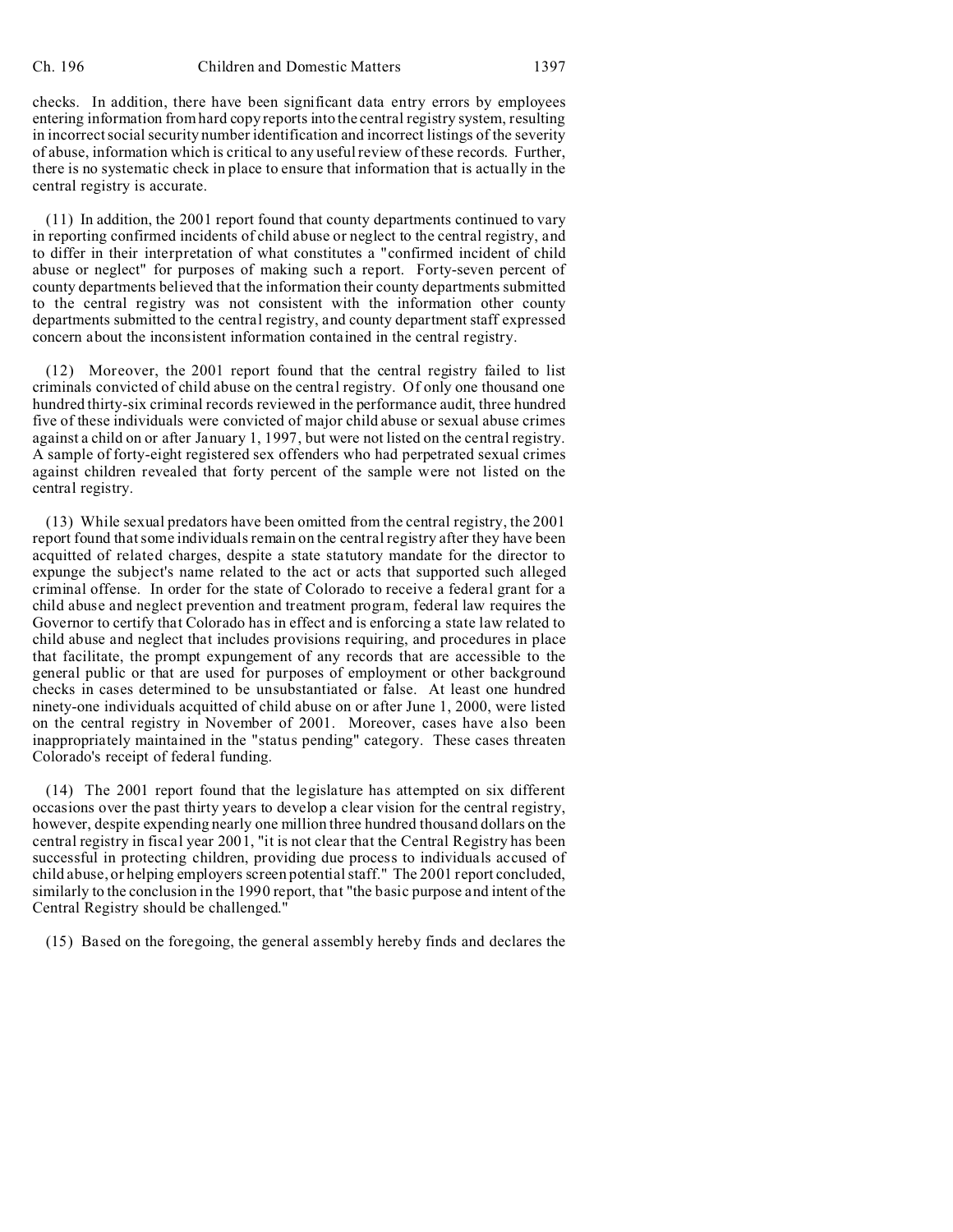checks. In addition, there have been significant data entry errors by employees entering information from hard copy reports into the central registry system, resulting in incorrect social security number identification and incorrect listings of the severity of abuse, information which is critical to any useful review of these records. Further, there is no systematic check in place to ensure that information that is actually in the central registry is accurate.

(11) In addition, the 2001 report found that county departments continued to vary in reporting confirmed incidents of child abuse or neglect to the central registry, and to differ in their interpretation of what constitutes a "confirmed incident of child abuse or neglect" for purposes of making such a report. Forty-seven percent of county departments believed that the information their county departments submitted to the central registry was not consistent with the information other county departments submitted to the central registry, and county department staff expressed concern about the inconsistent information contained in the central registry.

(12) Moreover, the 2001 report found that the central registry failed to list criminals convicted of child abuse on the central registry. Of only one thousand one hundred thirty-six criminal records reviewed in the performance audit, three hundred five of these individuals were convicted of major child abuse or sexual abuse crimes against a child on or after January 1, 1997, but were not listed on the central registry. A sample of forty-eight registered sex offenders who had perpetrated sexual crimes against children revealed that forty percent of the sample were not listed on the central registry.

(13) While sexual predators have been omitted from the central registry, the 2001 report found that some individuals remain on the central registry after they have been acquitted of related charges, despite a state statutory mandate for the director to expunge the subject's name related to the act or acts that supported such alleged criminal offense. In order for the state of Colorado to receive a federal grant for a child abuse and neglect prevention and treatment program, federal law requires the Governor to certify that Colorado has in effect and is enforcing a state law related to child abuse and neglect that includes provisions requiring, and procedures in place that facilitate, the prompt expungement of any records that are accessible to the general public or that are used for purposes of employment or other background checks in cases determined to be unsubstantiated or false. At least one hundred ninety-one individuals acquitted of child abuse on or after June 1, 2000, were listed on the central registry in November of 2001. Moreover, cases have also been inappropriately maintained in the "status pending" category. These cases threaten Colorado's receipt of federal funding.

(14) The 2001 report found that the legislature has attempted on six different occasions over the past thirty years to develop a clear vision for the central registry, however, despite expending nearly one million three hundred thousand dollars on the central registry in fiscal year 2001, "it is not clear that the Central Registry has been successful in protecting children, providing due process to individuals accused of child abuse, or helping employers screen potential staff." The 2001 report concluded, similarly to the conclusion in the 1990 report, that "the basic purpose and intent of the Central Registry should be challenged."

(15) Based on the foregoing, the general assembly hereby finds and declares the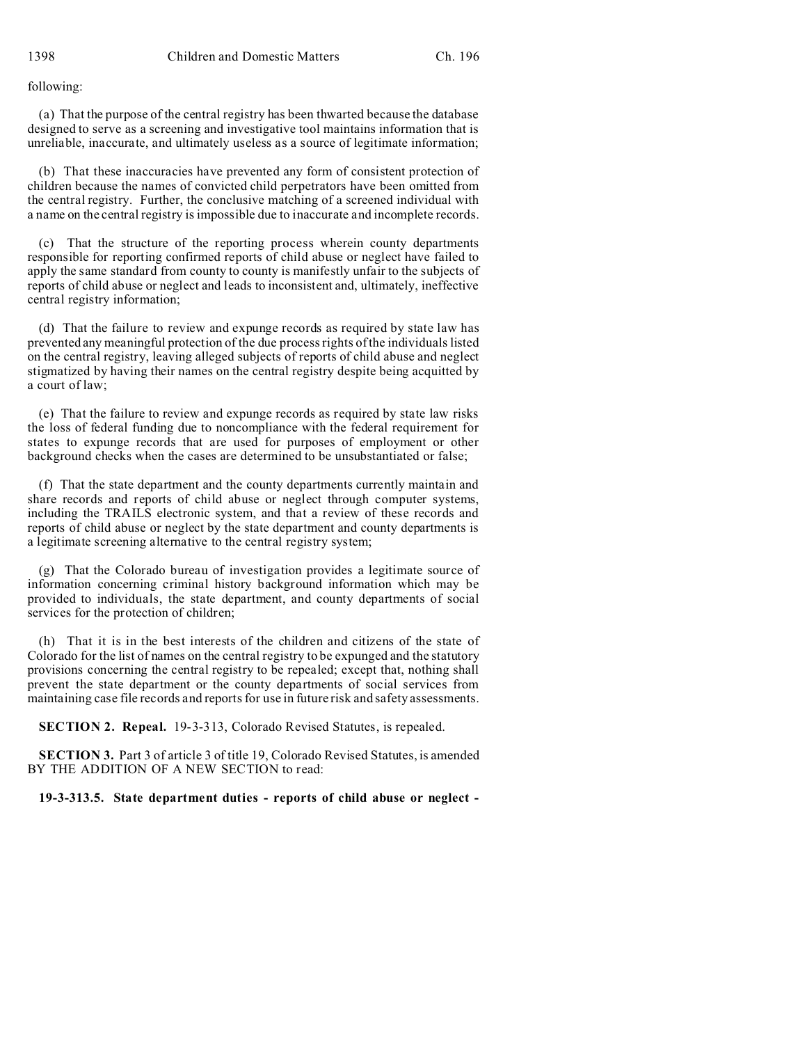following:

(a) That the purpose of the central registry has been thwarted because the database designed to serve as a screening and investigative tool maintains information that is unreliable, inaccurate, and ultimately useless as a source of legitimate information;

(b) That these inaccuracies have prevented any form of consistent protection of children because the names of convicted child perpetrators have been omitted from the central registry. Further, the conclusive matching of a screened individual with a name on the central registry is impossible due to inaccurate and incomplete records.

(c) That the structure of the reporting process wherein county departments responsible for reporting confirmed reports of child abuse or neglect have failed to apply the same standard from county to county is manifestly unfair to the subjects of reports of child abuse or neglect and leads to inconsistent and, ultimately, ineffective central registry information;

(d) That the failure to review and expunge records as required by state law has prevented any meaningful protection of the due process rights of the individuals listed on the central registry, leaving alleged subjects of reports of child abuse and neglect stigmatized by having their names on the central registry despite being acquitted by a court of law;

(e) That the failure to review and expunge records as required by state law risks the loss of federal funding due to noncompliance with the federal requirement for states to expunge records that are used for purposes of employment or other background checks when the cases are determined to be unsubstantiated or false;

(f) That the state department and the county departments currently maintain and share records and reports of child abuse or neglect through computer systems, including the TRAILS electronic system, and that a review of these records and reports of child abuse or neglect by the state department and county departments is a legitimate screening alternative to the central registry system;

(g) That the Colorado bureau of investigation provides a legitimate source of information concerning criminal history background information which may be provided to individuals, the state department, and county departments of social services for the protection of children;

(h) That it is in the best interests of the children and citizens of the state of Colorado for the list of names on the central registry to be expunged and the statutory provisions concerning the central registry to be repealed; except that, nothing shall prevent the state department or the county departments of social services from maintaining case file records and reports for use in future risk and safety assessments.

**SECTION 2. Repeal.** 19-3-313, Colorado Revised Statutes, is repealed.

**SECTION 3.** Part 3 of article 3 of title 19, Colorado Revised Statutes, is amended BY THE ADDITION OF A NEW SECTION to read:

**19-3-313.5. State department duties - reports of child abuse or neglect -**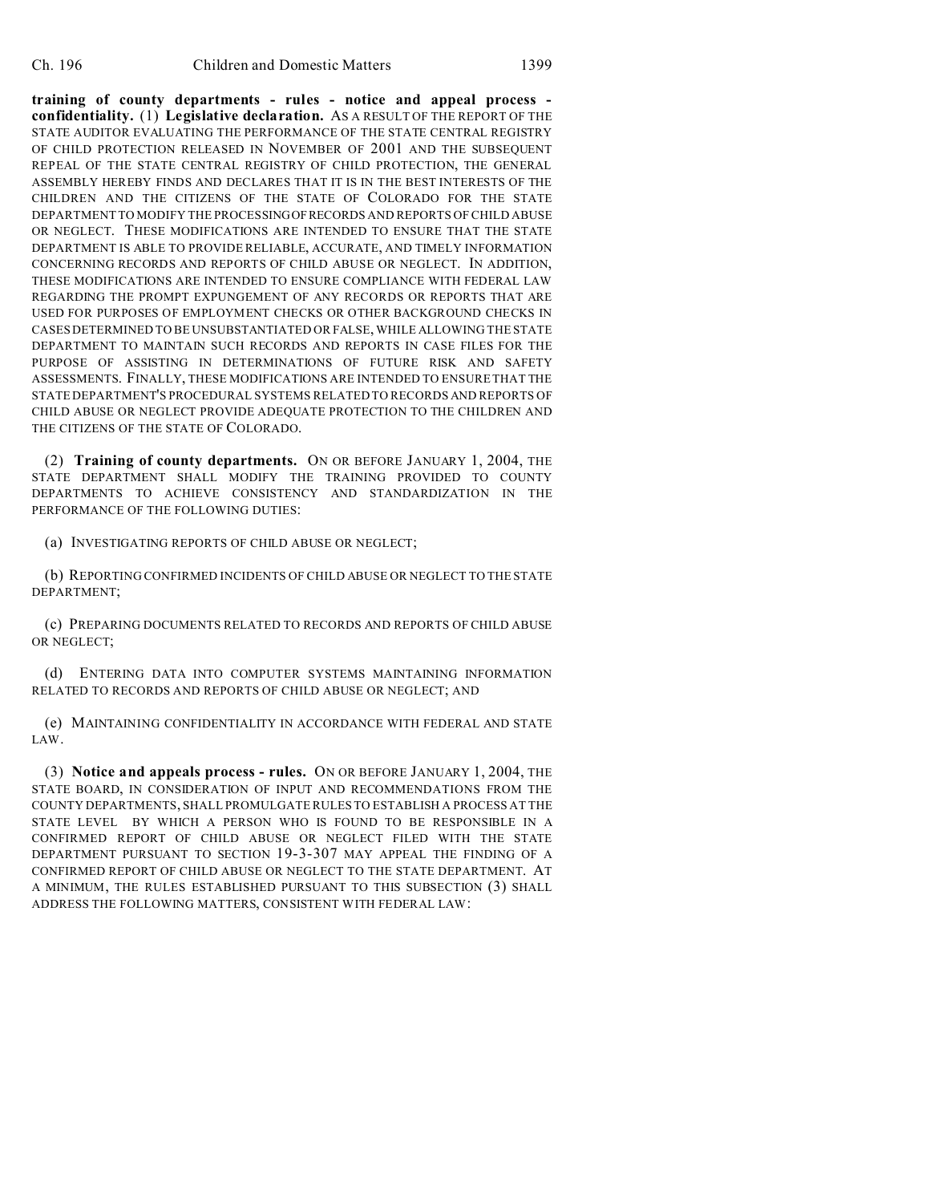**training of county departments - rules - notice and appeal process - confidentiality.** (1) **Legislative declaration.** AS A RESULT OF THE REPORT OF THE STATE AUDITOR EVALUATING THE PERFORMANCE OF THE STATE CENTRAL REGISTRY OF CHILD PROTECTION RELEASED IN NOVEMBER OF 2001 AND THE SUBSEQUENT REPEAL OF THE STATE CENTRAL REGISTRY OF CHILD PROTECTION, THE GENERAL ASSEMBLY HEREBY FINDS AND DECLARES THAT IT IS IN THE BEST INTERESTS OF THE CHILDREN AND THE CITIZENS OF THE STATE OF COLORADO FOR THE STATE DEPARTMENT TO MODIFY THE PROCESSING OF RECORDS AND REPORTS OF CHILD ABUSE OR NEGLECT. THESE MODIFICATIONS ARE INTENDED TO ENSURE THAT THE STATE DEPARTMENT IS ABLE TO PROVIDE RELIABLE, ACCURATE, AND TIMELY INFORMATION CONCERNING RECORDS AND REPORTS OF CHILD ABUSE OR NEGLECT. IN ADDITION, THESE MODIFICATIONS ARE INTENDED TO ENSURE COMPLIANCE WITH FEDERAL LAW REGARDING THE PROMPT EXPUNGEMENT OF ANY RECORDS OR REPORTS THAT ARE USED FOR PURPOSES OF EMPLOYMENT CHECKS OR OTHER BACKGROUND CHECKS IN CASES DETERMINED TO BE UNSUBSTANTIATED OR FALSE, WHILE ALLOWING THE STATE DEPARTMENT TO MAINTAIN SUCH RECORDS AND REPORTS IN CASE FILES FOR THE PURPOSE OF ASSISTING IN DETERMINATIONS OF FUTURE RISK AND SAFETY ASSESSMENTS. FINALLY, THESE MODIFICATIONS ARE INTENDED TO ENSURE THAT THE STATE DEPARTMENT'S PROCEDURAL SYSTEMS RELATED TO RECORDS AND REPORTS OF CHILD ABUSE OR NEGLECT PROVIDE ADEQUATE PROTECTION TO THE CHILDREN AND THE CITIZENS OF THE STATE OF COLORADO.

(2) **Training of county departments.** ON OR BEFORE JANUARY 1, 2004, THE STATE DEPARTMENT SHALL MODIFY THE TRAINING PROVIDED TO COUNTY DEPARTMENTS TO ACHIEVE CONSISTENCY AND STANDARDIZATION IN THE PERFORMANCE OF THE FOLLOWING DUTIES:

(a) INVESTIGATING REPORTS OF CHILD ABUSE OR NEGLECT;

(b) REPORTING CONFIRMED INCIDENTS OF CHILD ABUSE OR NEGLECT TO THE STATE DEPARTMENT;

(c) PREPARING DOCUMENTS RELATED TO RECORDS AND REPORTS OF CHILD ABUSE OR NEGLECT;

(d) ENTERING DATA INTO COMPUTER SYSTEMS MAINTAINING INFORMATION RELATED TO RECORDS AND REPORTS OF CHILD ABUSE OR NEGLECT; AND

(e) MAINTAINING CONFIDENTIALITY IN ACCORDANCE WITH FEDERAL AND STATE LAW.

(3) **Notice and appeals process - rules.** ON OR BEFORE JANUARY 1, 2004, THE STATE BOARD, IN CONSIDERATION OF INPUT AND RECOMMENDATIONS FROM THE COUNTY DEPARTMENTS, SHALL PROMULGATE RULES TO ESTABLISH A PROCESS AT THE STATE LEVEL BY WHICH A PERSON WHO IS FOUND TO BE RESPONSIBLE IN A CONFIRMED REPORT OF CHILD ABUSE OR NEGLECT FILED WITH THE STATE DEPARTMENT PURSUANT TO SECTION 19-3-307 MAY APPEAL THE FINDING OF A CONFIRMED REPORT OF CHILD ABUSE OR NEGLECT TO THE STATE DEPARTMENT. AT A MINIMUM, THE RULES ESTABLISHED PURSUANT TO THIS SUBSECTION (3) SHALL ADDRESS THE FOLLOWING MATTERS, CONSISTENT WITH FEDERAL LAW: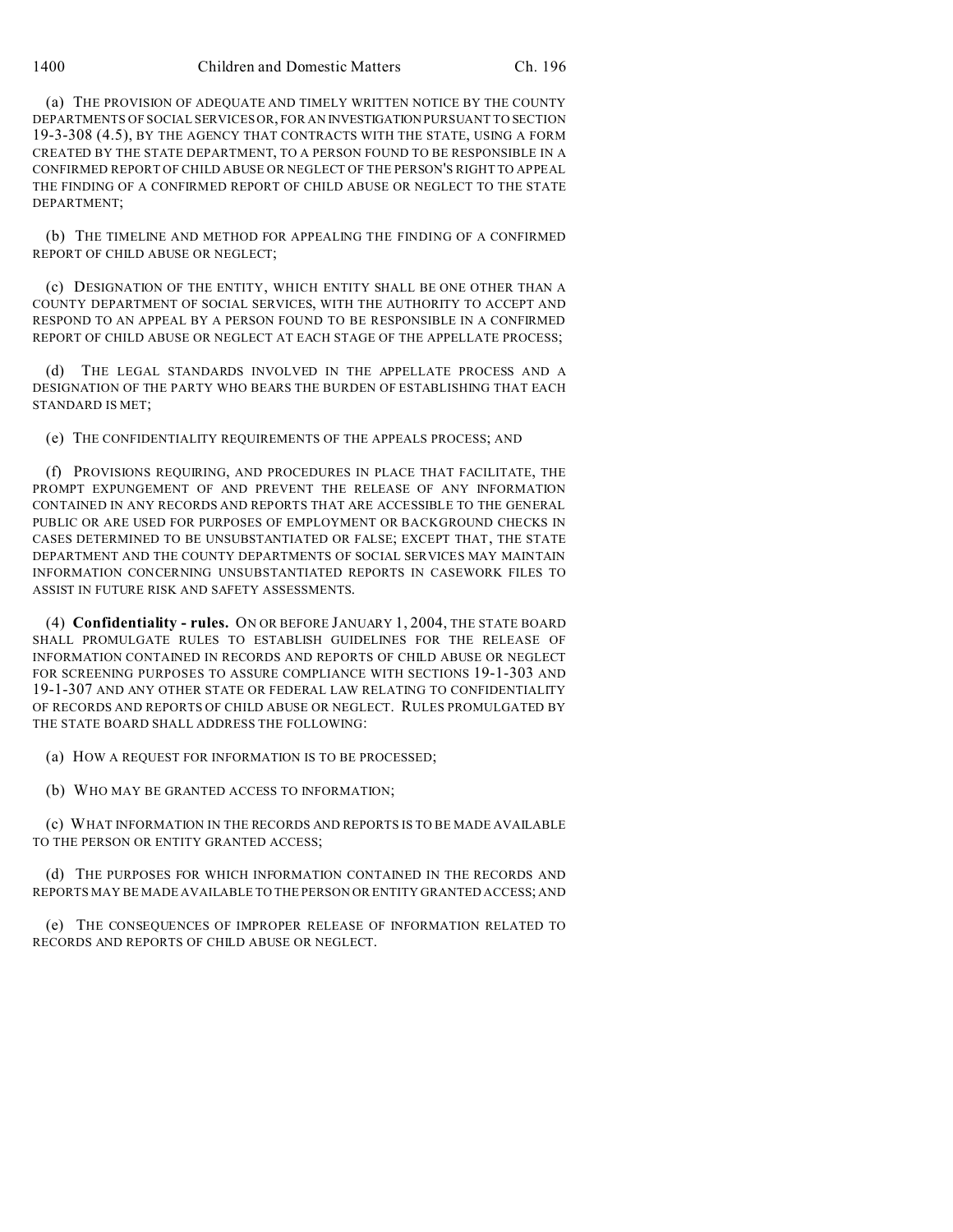(a) THE PROVISION OF ADEQUATE AND TIMELY WRITTEN NOTICE BY THE COUNTY DEPARTMENTS OF SOCIAL SERVICES OR, FOR AN INVESTIGATION PURSUANT TO SECTION 19-3-308 (4.5), BY THE AGENCY THAT CONTRACTS WITH THE STATE, USING A FORM CREATED BY THE STATE DEPARTMENT, TO A PERSON FOUND TO BE RESPONSIBLE IN A CONFIRMED REPORT OF CHILD ABUSE OR NEGLECT OF THE PERSON'S RIGHT TO APPEAL THE FINDING OF A CONFIRMED REPORT OF CHILD ABUSE OR NEGLECT TO THE STATE DEPARTMENT;

(b) THE TIMELINE AND METHOD FOR APPEALING THE FINDING OF A CONFIRMED REPORT OF CHILD ABUSE OR NEGLECT;

(c) DESIGNATION OF THE ENTITY, WHICH ENTITY SHALL BE ONE OTHER THAN A COUNTY DEPARTMENT OF SOCIAL SERVICES, WITH THE AUTHORITY TO ACCEPT AND RESPOND TO AN APPEAL BY A PERSON FOUND TO BE RESPONSIBLE IN A CONFIRMED REPORT OF CHILD ABUSE OR NEGLECT AT EACH STAGE OF THE APPELLATE PROCESS;

(d) THE LEGAL STANDARDS INVOLVED IN THE APPELLATE PROCESS AND A DESIGNATION OF THE PARTY WHO BEARS THE BURDEN OF ESTABLISHING THAT EACH STANDARD IS MET;

(e) THE CONFIDENTIALITY REQUIREMENTS OF THE APPEALS PROCESS; AND

(f) PROVISIONS REQUIRING, AND PROCEDURES IN PLACE THAT FACILITATE, THE PROMPT EXPUNGEMENT OF AND PREVENT THE RELEASE OF ANY INFORMATION CONTAINED IN ANY RECORDS AND REPORTS THAT ARE ACCESSIBLE TO THE GENERAL PUBLIC OR ARE USED FOR PURPOSES OF EMPLOYMENT OR BACKGROUND CHECKS IN CASES DETERMINED TO BE UNSUBSTANTIATED OR FALSE; EXCEPT THAT, THE STATE DEPARTMENT AND THE COUNTY DEPARTMENTS OF SOCIAL SERVICES MAY MAINTAIN INFORMATION CONCERNING UNSUBSTANTIATED REPORTS IN CASEWORK FILES TO ASSIST IN FUTURE RISK AND SAFETY ASSESSMENTS.

(4) **Confidentiality - rules.** ON OR BEFORE JANUARY 1, 2004, THE STATE BOARD SHALL PROMULGATE RULES TO ESTABLISH GUIDELINES FOR THE RELEASE OF INFORMATION CONTAINED IN RECORDS AND REPORTS OF CHILD ABUSE OR NEGLECT FOR SCREENING PURPOSES TO ASSURE COMPLIANCE WITH SECTIONS 19-1-303 AND 19-1-307 AND ANY OTHER STATE OR FEDERAL LAW RELATING TO CONFIDENTIALITY OF RECORDS AND REPORTS OF CHILD ABUSE OR NEGLECT. RULES PROMULGATED BY THE STATE BOARD SHALL ADDRESS THE FOLLOWING:

(a) HOW A REQUEST FOR INFORMATION IS TO BE PROCESSED;

(b) WHO MAY BE GRANTED ACCESS TO INFORMATION;

(c) WHAT INFORMATION IN THE RECORDS AND REPORTS IS TO BE MADE AVAILABLE TO THE PERSON OR ENTITY GRANTED ACCESS;

(d) THE PURPOSES FOR WHICH INFORMATION CONTAINED IN THE RECORDS AND REPORTS MAY BE MADE AVAILABLE TO THE PERSON OR ENTITY GRANTED ACCESS; AND

(e) THE CONSEQUENCES OF IMPROPER RELEASE OF INFORMATION RELATED TO RECORDS AND REPORTS OF CHILD ABUSE OR NEGLECT.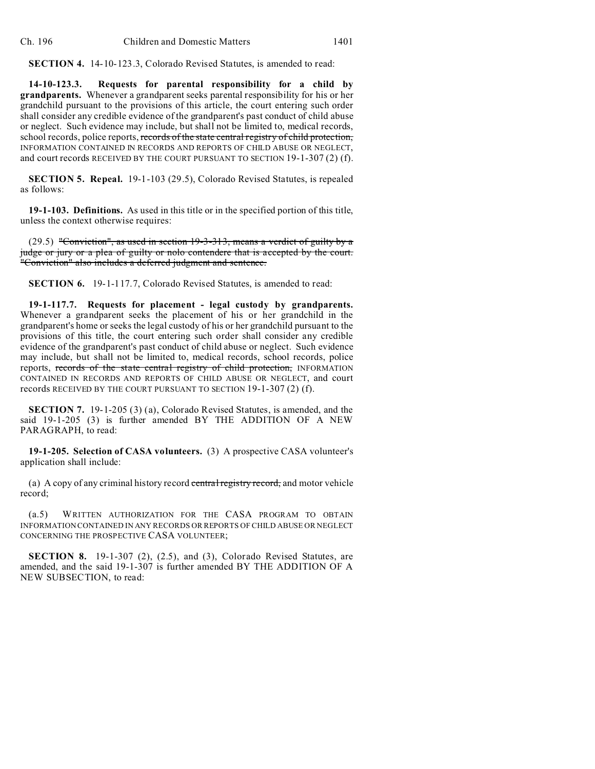**SECTION 4.** 14-10-123.3, Colorado Revised Statutes, is amended to read:

**14-10-123.3. Requests for parental responsibility for a child by grandparents.** Whenever a grandparent seeks parental responsibility for his or her grandchild pursuant to the provisions of this article, the court entering such order shall consider any credible evidence of the grandparent's past conduct of child abuse or neglect. Such evidence may include, but shall not be limited to, medical records, school records, police reports, ~~records of the state central registry of child protection,~~ INFORMATION CONTAINED IN RECORDS AND REPORTS OF CHILD ABUSE OR NEGLECT, and court records RECEIVED BY THE COURT PURSUANT TO SECTION 19-1-307 (2) (f).

**SECTION 5. Repeal.** 19-1-103 (29.5), Colorado Revised Statutes, is repealed as follows:

**19-1-103. Definitions.** As used in this title or in the specified portion of this title, unless the context otherwise requires:

(29.5) ~~"Conviction", as used in section 19-3-313, means a verdict of guilty by a judge or jury or a plea of guilty or nolo contendere that is accepted by the court. "Conviction" also includes a deferred judgment and sentence.~~

**SECTION 6.** 19-1-117.7, Colorado Revised Statutes, is amended to read:

**19-1-117.7. Requests for placement - legal custody by grandparents.** Whenever a grandparent seeks the placement of his or her grandchild in the grandparent's home or seeks the legal custody of his or her grandchild pursuant to the provisions of this title, the court entering such order shall consider any credible evidence of the grandparent's past conduct of child abuse or neglect. Such evidence may include, but shall not be limited to, medical records, school records, police reports, ~~records of the state central registry of child protection,~~ INFORMATION CONTAINED IN RECORDS AND REPORTS OF CHILD ABUSE OR NEGLECT, and court records RECEIVED BY THE COURT PURSUANT TO SECTION 19-1-307 (2) (f).

**SECTION 7.** 19-1-205 (3) (a), Colorado Revised Statutes, is amended, and the said 19-1-205 (3) is further amended BY THE ADDITION OF A NEW PARAGRAPH, to read:

**19-1-205. Selection of CASA volunteers.** (3) A prospective CASA volunteer's application shall include:

(a) A copy of any criminal history record ~~central registry record,~~ and motor vehicle record;

(a.5) WRITTEN AUTHORIZATION FOR THE CASA PROGRAM TO OBTAIN INFORMATION CONTAINED IN ANY RECORDS OR REPORTS OF CHILD ABUSE OR NEGLECT CONCERNING THE PROSPECTIVE CASA VOLUNTEER;

**SECTION 8.** 19-1-307 (2), (2.5), and (3), Colorado Revised Statutes, are amended, and the said 19-1-307 is further amended BY THE ADDITION OF A NEW SUBSECTION, to read: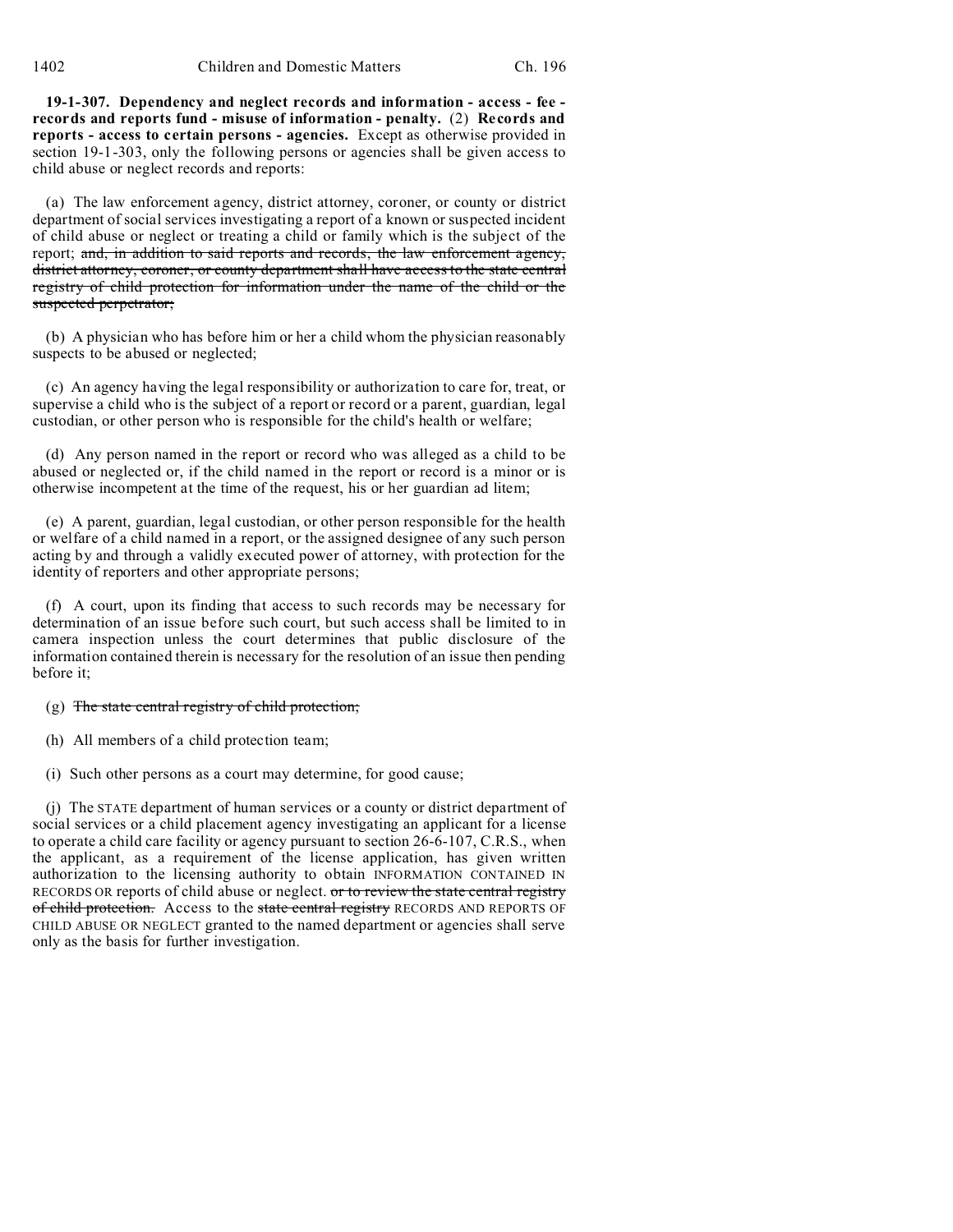**19-1-307. Dependency and neglect records and information - access - fee - records and reports fund - misuse of information - penalty.** (2) **Records and reports - access to certain persons - agencies.** Except as otherwise provided in section 19-1-303, only the following persons or agencies shall be given access to child abuse or neglect records and reports:

(a) The law enforcement agency, district attorney, coroner, or county or district department of social services investigating a report of a known or suspected incident of child abuse or neglect or treating a child or family which is the subject of the report; ~~and, in addition to said reports and records, the law enforcement agency, district attorney, coroner, or county department shall have access to the state central registry of child protection for information under the name of the child or the suspected perpetrator;~~

(b) A physician who has before him or her a child whom the physician reasonably suspects to be abused or neglected;

(c) An agency having the legal responsibility or authorization to care for, treat, or supervise a child who is the subject of a report or record or a parent, guardian, legal custodian, or other person who is responsible for the child's health or welfare;

(d) Any person named in the report or record who was alleged as a child to be abused or neglected or, if the child named in the report or record is a minor or is otherwise incompetent at the time of the request, his or her guardian ad litem;

(e) A parent, guardian, legal custodian, or other person responsible for the health or welfare of a child named in a report, or the assigned designee of any such person acting by and through a validly executed power of attorney, with protection for the identity of reporters and other appropriate persons;

(f) A court, upon its finding that access to such records may be necessary for determination of an issue before such court, but such access shall be limited to in camera inspection unless the court determines that public disclosure of the information contained therein is necessary for the resolution of an issue then pending before it;

(g) ~~The state central registry of child protection;~~

(h) All members of a child protection team;

(i) Such other persons as a court may determine, for good cause;

(j) The STATE department of human services or a county or district department of social services or a child placement agency investigating an applicant for a license to operate a child care facility or agency pursuant to section 26-6-107, C.R.S., when the applicant, as a requirement of the license application, has given written authorization to the licensing authority to obtain INFORMATION CONTAINED IN RECORDS OR reports of child abuse or neglect. ~~or to review the state central registry of child protection.~~ Access to the ~~state central registry~~ RECORDS AND REPORTS OF CHILD ABUSE OR NEGLECT granted to the named department or agencies shall serve only as the basis for further investigation.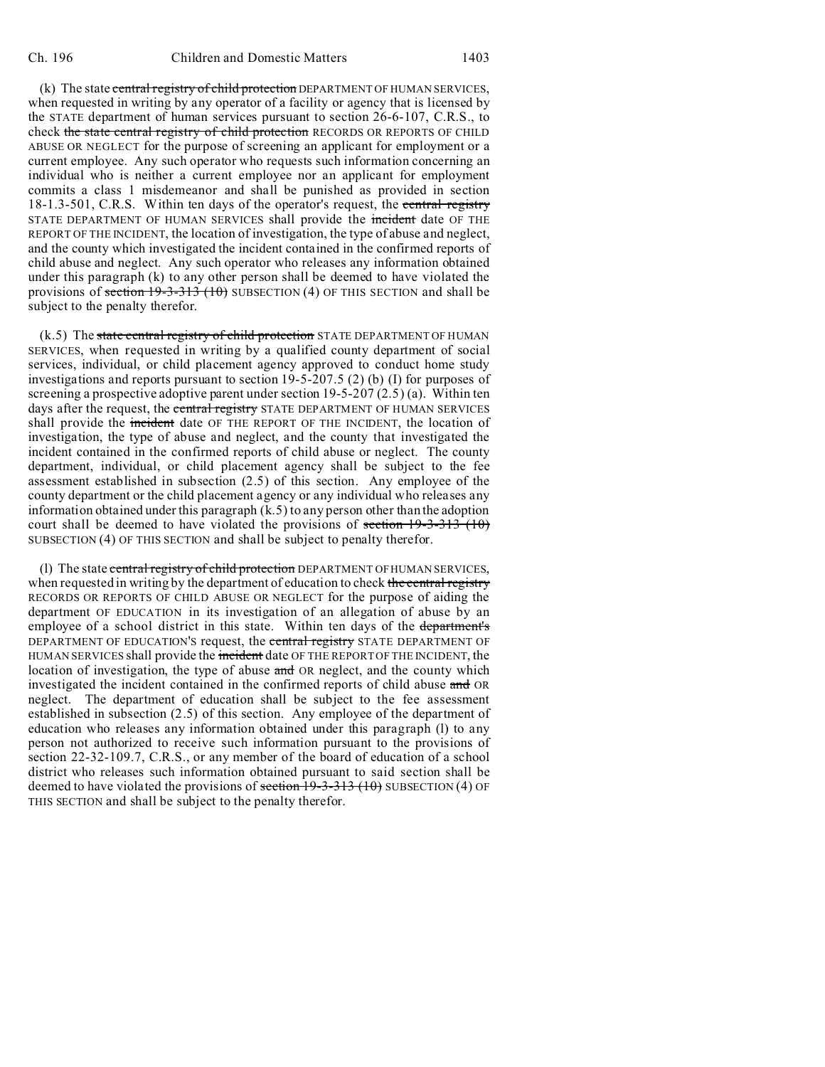(k) The state ~~central registry of child protection~~ DEPARTMENT OF HUMAN SERVICES, when requested in writing by any operator of a facility or agency that is licensed by the STATE department of human services pursuant to section 26-6-107, C.R.S., to check ~~the state central registry of child protection~~ RECORDS OR REPORTS OF CHILD ABUSE OR NEGLECT for the purpose of screening an applicant for employment or a current employee. Any such operator who requests such information concerning an individual who is neither a current employee nor an applicant for employment commits a class 1 misdemeanor and shall be punished as provided in section 18-1.3-501, C.R.S. Within ten days of the operator's request, the ~~central registry~~ STATE DEPARTMENT OF HUMAN SERVICES shall provide the ~~incident~~ date OF THE REPORT OF THE INCIDENT, the location of investigation, the type of abuse and neglect, and the county which investigated the incident contained in the confirmed reports of child abuse and neglect. Any such operator who releases any information obtained under this paragraph (k) to any other person shall be deemed to have violated the provisions of ~~section 19-3-313 (10)~~ SUBSECTION (4) OF THIS SECTION and shall be subject to the penalty therefor.

(k.5) The ~~state central registry of child protection~~ STATE DEPARTMENT OF HUMAN SERVICES, when requested in writing by a qualified county department of social services, individual, or child placement agency approved to conduct home study investigations and reports pursuant to section 19-5-207.5 (2) (b) (I) for purposes of screening a prospective adoptive parent under section 19-5-207 (2.5) (a). Within ten days after the request, the ~~central registry~~ STATE DEPARTMENT OF HUMAN SERVICES shall provide the ~~incident~~ date OF THE REPORT OF THE INCIDENT, the location of investigation, the type of abuse and neglect, and the county that investigated the incident contained in the confirmed reports of child abuse or neglect. The county department, individual, or child placement agency shall be subject to the fee assessment established in subsection (2.5) of this section. Any employee of the county department or the child placement agency or any individual who releases any information obtained under this paragraph (k.5) to any person other than the adoption court shall be deemed to have violated the provisions of ~~section 19-3-313 (10)~~ SUBSECTION (4) OF THIS SECTION and shall be subject to penalty therefor.

(l) The state ~~central registry of child protection~~ DEPARTMENT OF HUMAN SERVICES, when requested in writing by the department of education to check ~~the central registry~~ RECORDS OR REPORTS OF CHILD ABUSE OR NEGLECT for the purpose of aiding the department OF EDUCATION in its investigation of an allegation of abuse by an employee of a school district in this state. Within ten days of the ~~department's~~ DEPARTMENT OF EDUCATION'S request, the ~~central registry~~ STATE DEPARTMENT OF HUMAN SERVICES shall provide the ~~incident~~ date OF THE REPORT OF THE INCIDENT, the location of investigation, the type of abuse ~~and~~ OR neglect, and the county which investigated the incident contained in the confirmed reports of child abuse ~~and~~ OR neglect. The department of education shall be subject to the fee assessment established in subsection (2.5) of this section. Any employee of the department of education who releases any information obtained under this paragraph (l) to any person not authorized to receive such information pursuant to the provisions of section 22-32-109.7, C.R.S., or any member of the board of education of a school district who releases such information obtained pursuant to said section shall be deemed to have violated the provisions of ~~section 19-3-313 (10)~~ SUBSECTION (4) OF THIS SECTION and shall be subject to the penalty therefor.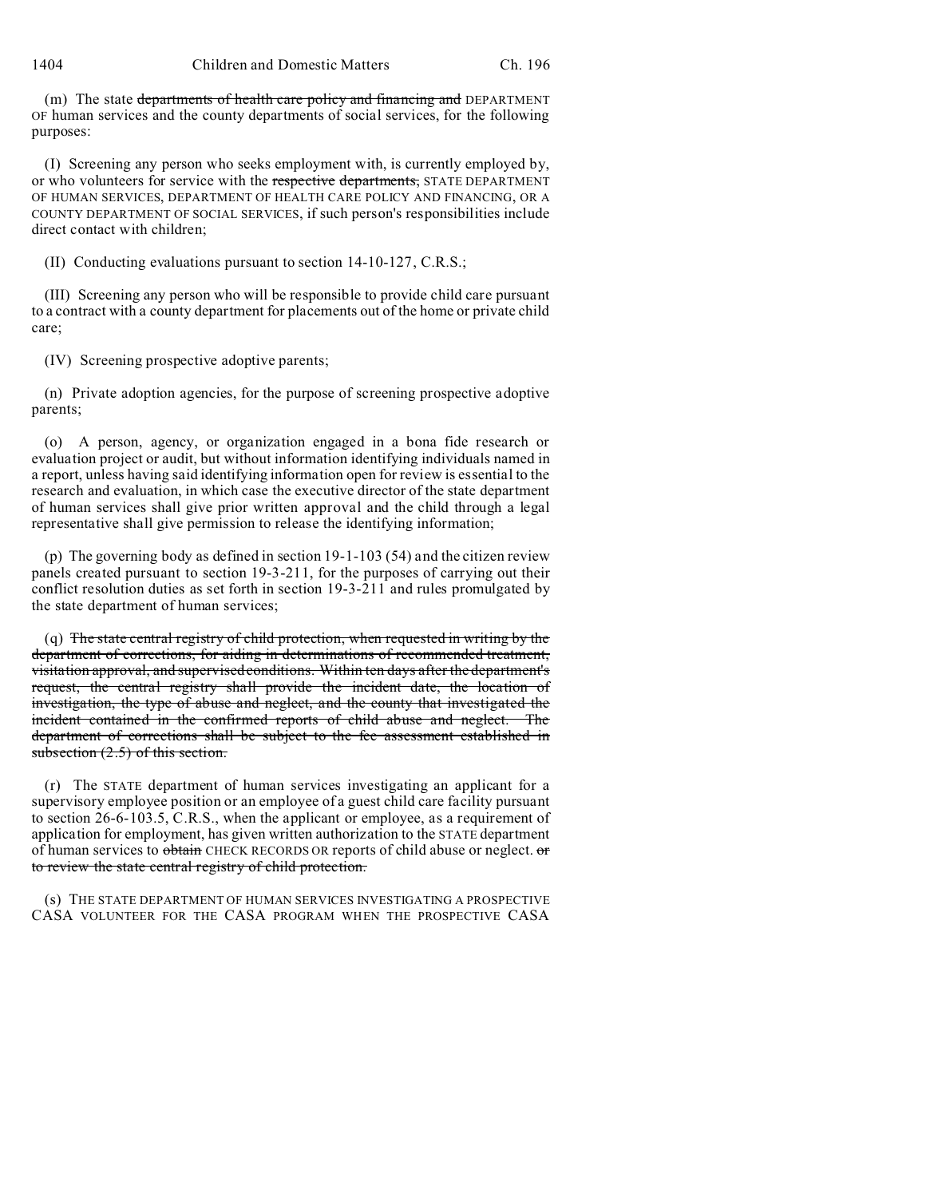(m) The state ~~departments of health care policy and financing and~~ DEPARTMENT OF human services and the county departments of social services, for the following purposes:

(I) Screening any person who seeks employment with, is currently employed by, or who volunteers for service with the ~~respective departments,~~ STATE DEPARTMENT OF HUMAN SERVICES, DEPARTMENT OF HEALTH CARE POLICY AND FINANCING, OR A COUNTY DEPARTMENT OF SOCIAL SERVICES, if such person's responsibilities include direct contact with children;

(II) Conducting evaluations pursuant to section 14-10-127, C.R.S.;

(III) Screening any person who will be responsible to provide child care pursuant to a contract with a county department for placements out of the home or private child care;

(IV) Screening prospective adoptive parents;

(n) Private adoption agencies, for the purpose of screening prospective adoptive parents;

(o) A person, agency, or organization engaged in a bona fide research or evaluation project or audit, but without information identifying individuals named in a report, unless having said identifying information open for review is essential to the research and evaluation, in which case the executive director of the state department of human services shall give prior written approval and the child through a legal representative shall give permission to release the identifying information;

(p) The governing body as defined in section 19-1-103 (54) and the citizen review panels created pursuant to section 19-3-211, for the purposes of carrying out their conflict resolution duties as set forth in section 19-3-211 and rules promulgated by the state department of human services;

(q) ~~The state central registry of child protection, when requested in writing by the department of corrections, for aiding in determinations of recommended treatment, visitation approval, and supervised conditions. Within ten days after the department's request, the central registry shall provide the incident date, the location of investigation, the type of abuse and neglect, and the county that investigated the incident contained in the confirmed reports of child abuse and neglect. The department of corrections shall be subject to the fee assessment established in subsection (2.5) of this section.~~

(r) The STATE department of human services investigating an applicant for a supervisory employee position or an employee of a guest child care facility pursuant to section 26-6-103.5, C.R.S., when the applicant or employee, as a requirement of application for employment, has given written authorization to the STATE department of human services to ~~obtain~~ CHECK RECORDS OR reports of child abuse or neglect. ~~or to review the state central registry of child protection.~~

(s) THE STATE DEPARTMENT OF HUMAN SERVICES INVESTIGATING A PROSPECTIVE CASA VOLUNTEER FOR THE CASA PROGRAM WHEN THE PROSPECTIVE CASA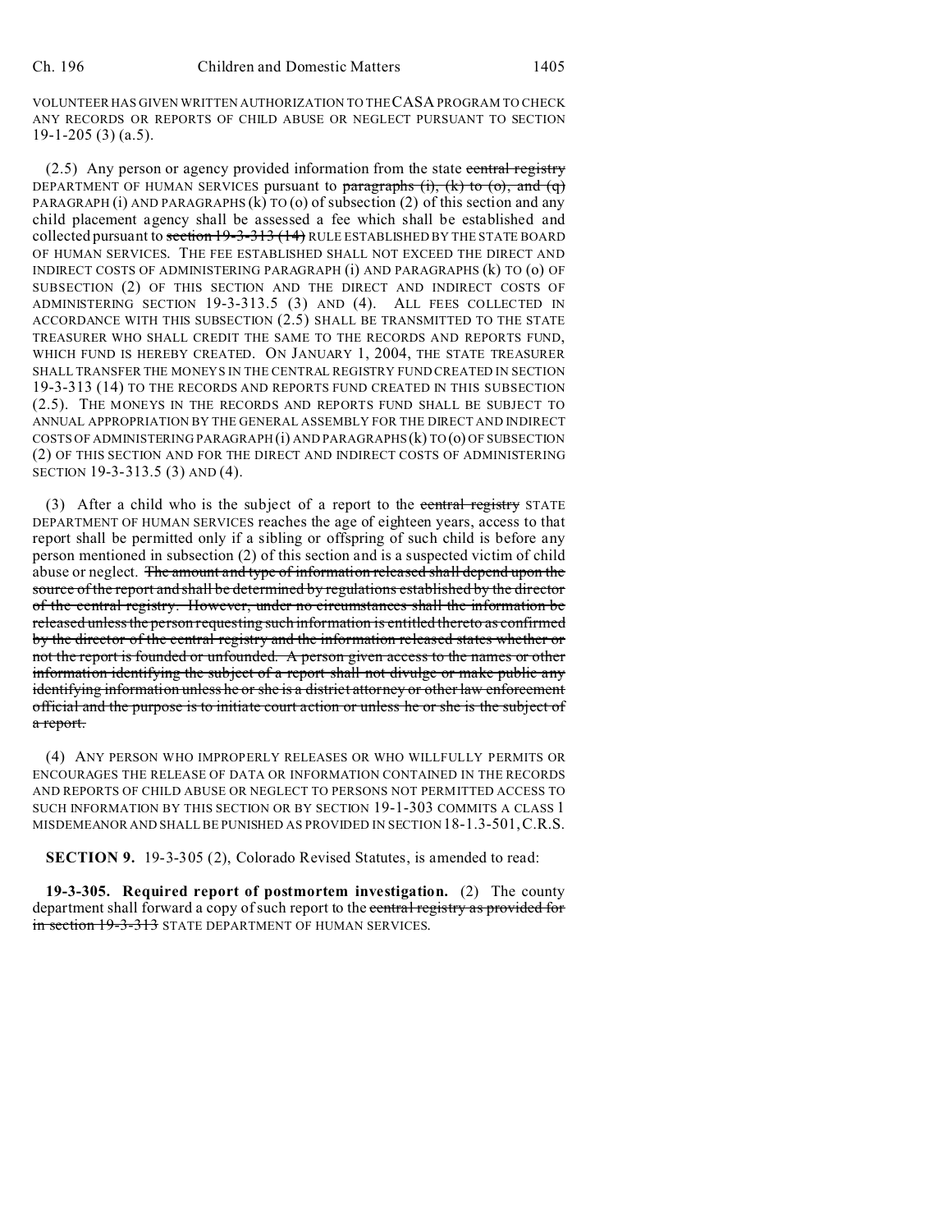VOLUNTEER HAS GIVEN WRITTEN AUTHORIZATION TO THE CASA PROGRAM TO CHECK ANY RECORDS OR REPORTS OF CHILD ABUSE OR NEGLECT PURSUANT TO SECTION 19-1-205 (3) (a.5).

(2.5) Any person or agency provided information from the state ~~central registry~~ DEPARTMENT OF HUMAN SERVICES pursuant to ~~paragraphs (i), (k) to (o), and (q)~~ PARAGRAPH (i) AND PARAGRAPHS (k) TO (o) of subsection (2) of this section and any child placement agency shall be assessed a fee which shall be established and collected pursuant to ~~section 19-3-313 (14)~~ RULE ESTABLISHED BY THE STATE BOARD OF HUMAN SERVICES. THE FEE ESTABLISHED SHALL NOT EXCEED THE DIRECT AND INDIRECT COSTS OF ADMINISTERING PARAGRAPH (i) AND PARAGRAPHS (k) TO (o) OF SUBSECTION (2) OF THIS SECTION AND THE DIRECT AND INDIRECT COSTS OF ADMINISTERING SECTION 19-3-313.5 (3) AND (4). ALL FEES COLLECTED IN ACCORDANCE WITH THIS SUBSECTION (2.5) SHALL BE TRANSMITTED TO THE STATE TREASURER WHO SHALL CREDIT THE SAME TO THE RECORDS AND REPORTS FUND, WHICH FUND IS HEREBY CREATED. ON JANUARY 1, 2004, THE STATE TREASURER SHALL TRANSFER THE MONEYS IN THE CENTRAL REGISTRY FUND CREATED IN SECTION 19-3-313 (14) TO THE RECORDS AND REPORTS FUND CREATED IN THIS SUBSECTION (2.5). THE MONEYS IN THE RECORDS AND REPORTS FUND SHALL BE SUBJECT TO ANNUAL APPROPRIATION BY THE GENERAL ASSEMBLY FOR THE DIRECT AND INDIRECT COSTS OF ADMINISTERING PARAGRAPH (i) AND PARAGRAPHS (k) TO (o) OF SUBSECTION (2) OF THIS SECTION AND FOR THE DIRECT AND INDIRECT COSTS OF ADMINISTERING SECTION 19-3-313.5 (3) AND (4).

(3) After a child who is the subject of a report to the ~~central registry~~ STATE DEPARTMENT OF HUMAN SERVICES reaches the age of eighteen years, access to that report shall be permitted only if a sibling or offspring of such child is before any person mentioned in subsection (2) of this section and is a suspected victim of child abuse or neglect. ~~The amount and type of information released shall depend upon the source of the report and shall be determined by regulations established by the director of the central registry. However, under no circumstances shall the information be released unless the person requesting such information is entitled thereto as confirmed by the director of the central registry and the information released states whether or not the report is founded or unfounded. A person given access to the names or other information identifying the subject of a report shall not divulge or make public any identifying information unless he or she is a district attorney or other law enforcement official and the purpose is to initiate court action or unless he or she is the subject of a report.~~

(4) ANY PERSON WHO IMPROPERLY RELEASES OR WHO WILLFULLY PERMITS OR ENCOURAGES THE RELEASE OF DATA OR INFORMATION CONTAINED IN THE RECORDS AND REPORTS OF CHILD ABUSE OR NEGLECT TO PERSONS NOT PERMITTED ACCESS TO SUCH INFORMATION BY THIS SECTION OR BY SECTION 19-1-303 COMMITS A CLASS 1 MISDEMEANOR AND SHALL BE PUNISHED AS PROVIDED IN SECTION 18-1.3-501, C.R.S.

**SECTION 9.** 19-3-305 (2), Colorado Revised Statutes, is amended to read:

**19-3-305. Required report of postmortem investigation.** (2) The county department shall forward a copy of such report to the ~~central registry as provided for in section 19-3-313~~ STATE DEPARTMENT OF HUMAN SERVICES.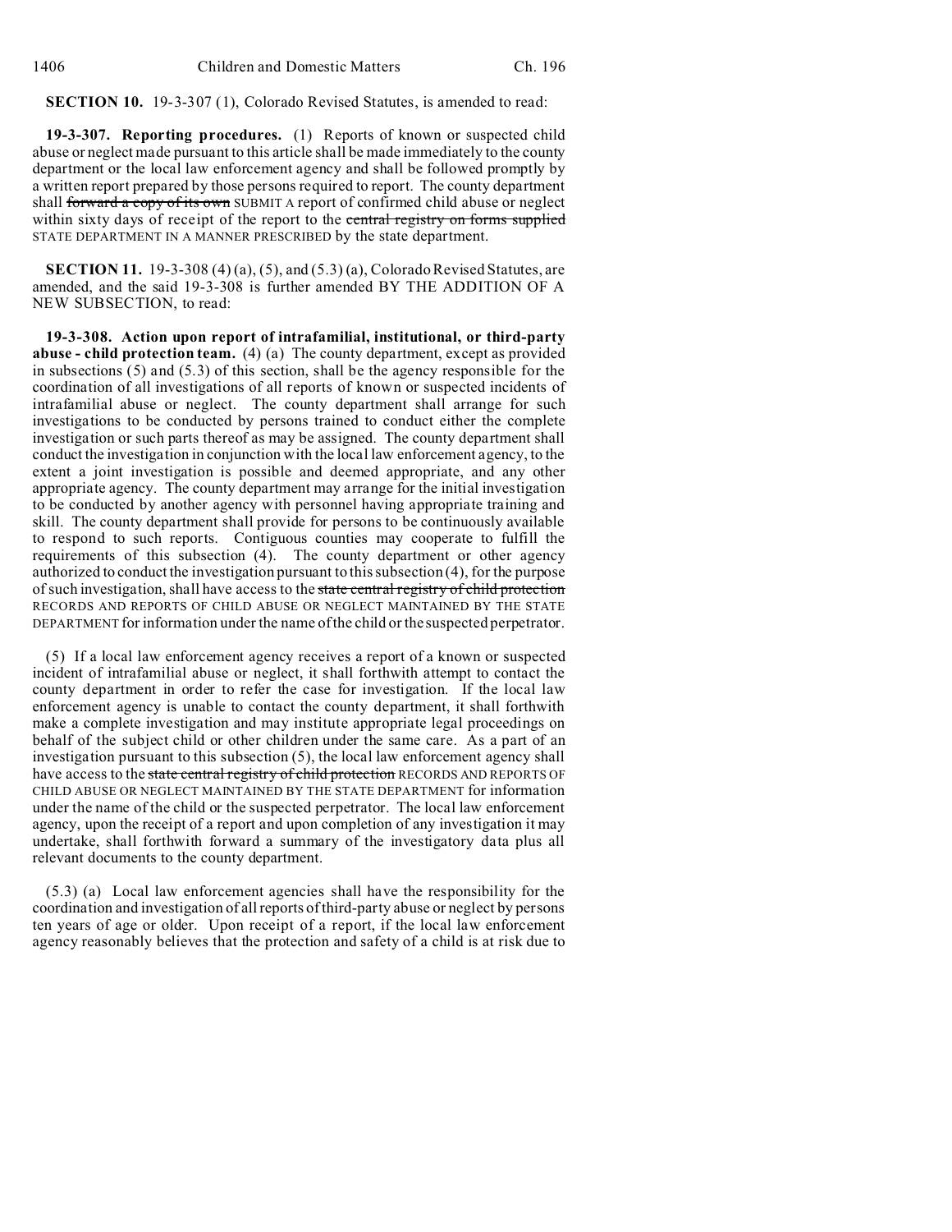**SECTION 10.** 19-3-307 (1), Colorado Revised Statutes, is amended to read:

**19-3-307. Reporting procedures.** (1) Reports of known or suspected child abuse or neglect made pursuant to this article shall be made immediately to the county department or the local law enforcement agency and shall be followed promptly by a written report prepared by those persons required to report. The county department shall ~~forward a copy of its own~~ SUBMIT A report of confirmed child abuse or neglect within sixty days of receipt of the report to the ~~central registry on forms supplied~~ STATE DEPARTMENT IN A MANNER PRESCRIBED by the state department.

**SECTION 11.** 19-3-308 (4) (a), (5), and (5.3) (a), Colorado Revised Statutes, are amended, and the said 19-3-308 is further amended BY THE ADDITION OF A NEW SUBSECTION, to read:

**19-3-308. Action upon report of intrafamilial, institutional, or third-party abuse - child protection team.** (4) (a) The county department, except as provided in subsections (5) and (5.3) of this section, shall be the agency responsible for the coordination of all investigations of all reports of known or suspected incidents of intrafamilial abuse or neglect. The county department shall arrange for such investigations to be conducted by persons trained to conduct either the complete investigation or such parts thereof as may be assigned. The county department shall conduct the investigation in conjunction with the local law enforcement agency, to the extent a joint investigation is possible and deemed appropriate, and any other appropriate agency. The county department may arrange for the initial investigation to be conducted by another agency with personnel having appropriate training and skill. The county department shall provide for persons to be continuously available to respond to such reports. Contiguous counties may cooperate to fulfill the requirements of this subsection (4). The county department or other agency authorized to conduct the investigation pursuant to this subsection (4), for the purpose of such investigation, shall have access to the ~~state central registry of child protection~~ RECORDS AND REPORTS OF CHILD ABUSE OR NEGLECT MAINTAINED BY THE STATE DEPARTMENT for information under the name of the child or the suspected perpetrator.

(5) If a local law enforcement agency receives a report of a known or suspected incident of intrafamilial abuse or neglect, it shall forthwith attempt to contact the county department in order to refer the case for investigation. If the local law enforcement agency is unable to contact the county department, it shall forthwith make a complete investigation and may institute appropriate legal proceedings on behalf of the subject child or other children under the same care. As a part of an investigation pursuant to this subsection (5), the local law enforcement agency shall have access to the ~~state central registry of child protection~~ RECORDS AND REPORTS OF CHILD ABUSE OR NEGLECT MAINTAINED BY THE STATE DEPARTMENT for information under the name of the child or the suspected perpetrator. The local law enforcement agency, upon the receipt of a report and upon completion of any investigation it may undertake, shall forthwith forward a summary of the investigatory data plus all relevant documents to the county department.

(5.3) (a) Local law enforcement agencies shall have the responsibility for the coordination and investigation of all reports of third-party abuse or neglect by persons ten years of age or older. Upon receipt of a report, if the local law enforcement agency reasonably believes that the protection and safety of a child is at risk due to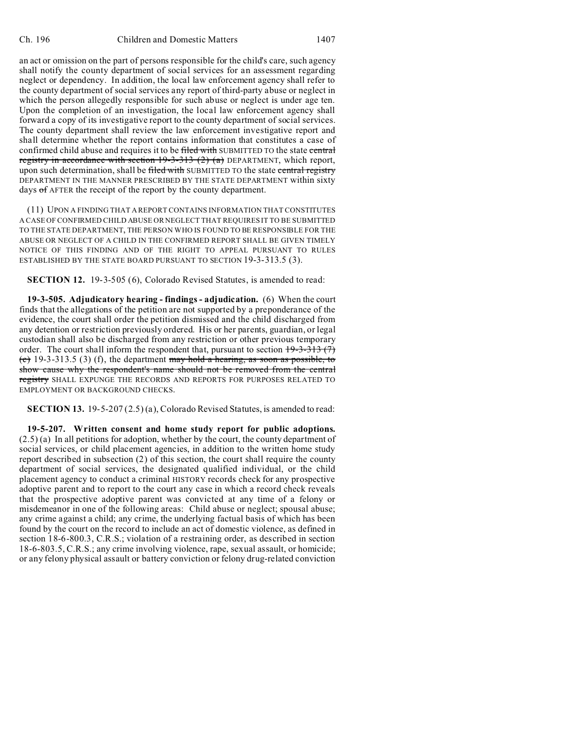an act or omission on the part of persons responsible for the child's care, such agency shall notify the county department of social services for an assessment regarding neglect or dependency. In addition, the local law enforcement agency shall refer to the county department of social services any report of third-party abuse or neglect in which the person allegedly responsible for such abuse or neglect is under age ten. Upon the completion of an investigation, the local law enforcement agency shall forward a copy of its investigative report to the county department of social services. The county department shall review the law enforcement investigative report and shall determine whether the report contains information that constitutes a case of confirmed child abuse and requires it to be ~~filed with~~ SUBMITTED TO the state ~~central registry in accordance with section 19-3-313 (2) (a)~~ DEPARTMENT, which report, upon such determination, shall be ~~filed with~~ SUBMITTED TO the state ~~central registry~~ DEPARTMENT IN THE MANNER PRESCRIBED BY THE STATE DEPARTMENT within sixty days ~~of~~ AFTER the receipt of the report by the county department.

(11) UPON A FINDING THAT A REPORT CONTAINS INFORMATION THAT CONSTITUTES A CASE OF CONFIRMED CHILD ABUSE OR NEGLECT THAT REQUIRES IT TO BE SUBMITTED TO THE STATE DEPARTMENT, THE PERSON WHO IS FOUND TO BE RESPONSIBLE FOR THE ABUSE OR NEGLECT OF A CHILD IN THE CONFIRMED REPORT SHALL BE GIVEN TIMELY NOTICE OF THIS FINDING AND OF THE RIGHT TO APPEAL PURSUANT TO RULES ESTABLISHED BY THE STATE BOARD PURSUANT TO SECTION 19-3-313.5 (3).

**SECTION 12.** 19-3-505 (6), Colorado Revised Statutes, is amended to read:

**19-3-505. Adjudicatory hearing - findings - adjudication.** (6) When the court finds that the allegations of the petition are not supported by a preponderance of the evidence, the court shall order the petition dismissed and the child discharged from any detention or restriction previously ordered. His or her parents, guardian, or legal custodian shall also be discharged from any restriction or other previous temporary order. The court shall inform the respondent that, pursuant to section ~~19-3-313 (7) (c)~~ 19-3-313.5 (3) (f), the department ~~may hold a hearing, as soon as possible, to show cause why the respondent's name should not be removed from the central registry~~ SHALL EXPUNGE THE RECORDS AND REPORTS FOR PURPOSES RELATED TO EMPLOYMENT OR BACKGROUND CHECKS.

**SECTION 13.** 19-5-207 (2.5) (a), Colorado Revised Statutes, is amended to read:

**19-5-207. Written consent and home study report for public adoptions.** (2.5) (a) In all petitions for adoption, whether by the court, the county department of social services, or child placement agencies, in addition to the written home study report described in subsection (2) of this section, the court shall require the county department of social services, the designated qualified individual, or the child placement agency to conduct a criminal HISTORY records check for any prospective adoptive parent and to report to the court any case in which a record check reveals that the prospective adoptive parent was convicted at any time of a felony or misdemeanor in one of the following areas: Child abuse or neglect; spousal abuse; any crime against a child; any crime, the underlying factual basis of which has been found by the court on the record to include an act of domestic violence, as defined in section 18-6-800.3, C.R.S.; violation of a restraining order, as described in section 18-6-803.5, C.R.S.; any crime involving violence, rape, sexual assault, or homicide; or any felony physical assault or battery conviction or felony drug-related conviction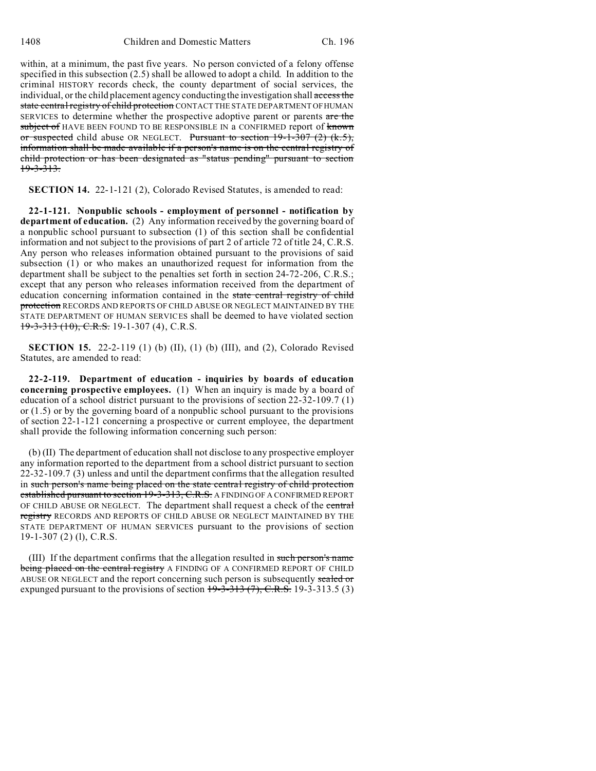within, at a minimum, the past five years. No person convicted of a felony offense specified in this subsection (2.5) shall be allowed to adopt a child. In addition to the criminal HISTORY records check, the county department of social services, the individual, or the child placement agency conducting the investigation shall ~~access the state central registry of child protection~~ CONTACT THE STATE DEPARTMENT OF HUMAN SERVICES to determine whether the prospective adoptive parent or parents ~~are the subject of~~ HAVE BEEN FOUND TO BE RESPONSIBLE IN a CONFIRMED report of ~~known or suspected~~ child abuse OR NEGLECT. ~~Pursuant to section 19-1-307 (2) (k.5), information shall be made available if a person's name is on the central registry of child protection or has been designated as "status pending" pursuant to section 19-3-313.~~

**SECTION 14.** 22-1-121 (2), Colorado Revised Statutes, is amended to read:

**22-1-121. Nonpublic schools - employment of personnel - notification by department of education.** (2) Any information received by the governing board of a nonpublic school pursuant to subsection (1) of this section shall be confidential information and not subject to the provisions of part 2 of article 72 of title 24, C.R.S. Any person who releases information obtained pursuant to the provisions of said subsection (1) or who makes an unauthorized request for information from the department shall be subject to the penalties set forth in section 24-72-206, C.R.S.; except that any person who releases information received from the department of education concerning information contained in the ~~state central registry of child protection~~ RECORDS AND REPORTS OF CHILD ABUSE OR NEGLECT MAINTAINED BY THE STATE DEPARTMENT OF HUMAN SERVICES shall be deemed to have violated section ~~19-3-313 (10), C.R.S.~~ 19-1-307 (4), C.R.S.

**SECTION 15.** 22-2-119 (1) (b) (II), (1) (b) (III), and (2), Colorado Revised Statutes, are amended to read:

**22-2-119. Department of education - inquiries by boards of education concerning prospective employees.** (1) When an inquiry is made by a board of education of a school district pursuant to the provisions of section 22-32-109.7 (1) or (1.5) or by the governing board of a nonpublic school pursuant to the provisions of section 22-1-121 concerning a prospective or current employee, the department shall provide the following information concerning such person:

(b) (II) The department of education shall not disclose to any prospective employer any information reported to the department from a school district pursuant to section 22-32-109.7 (3) unless and until the department confirms that the allegation resulted in ~~such person's name being placed on the state central registry of child protection established pursuant to section 19-3-313, C.R.S.~~ A FINDING OF A CONFIRMED REPORT OF CHILD ABUSE OR NEGLECT. The department shall request a check of the ~~central registry~~ RECORDS AND REPORTS OF CHILD ABUSE OR NEGLECT MAINTAINED BY THE STATE DEPARTMENT OF HUMAN SERVICES pursuant to the provisions of section 19-1-307 (2) (l), C.R.S.

(III) If the department confirms that the allegation resulted in ~~such person's name being placed on the central registry~~ A FINDING OF A CONFIRMED REPORT OF CHILD ABUSE OR NEGLECT and the report concerning such person is subsequently ~~sealed or~~ expunged pursuant to the provisions of section ~~19-3-313 (7), C.R.S.~~ 19-3-313.5 (3)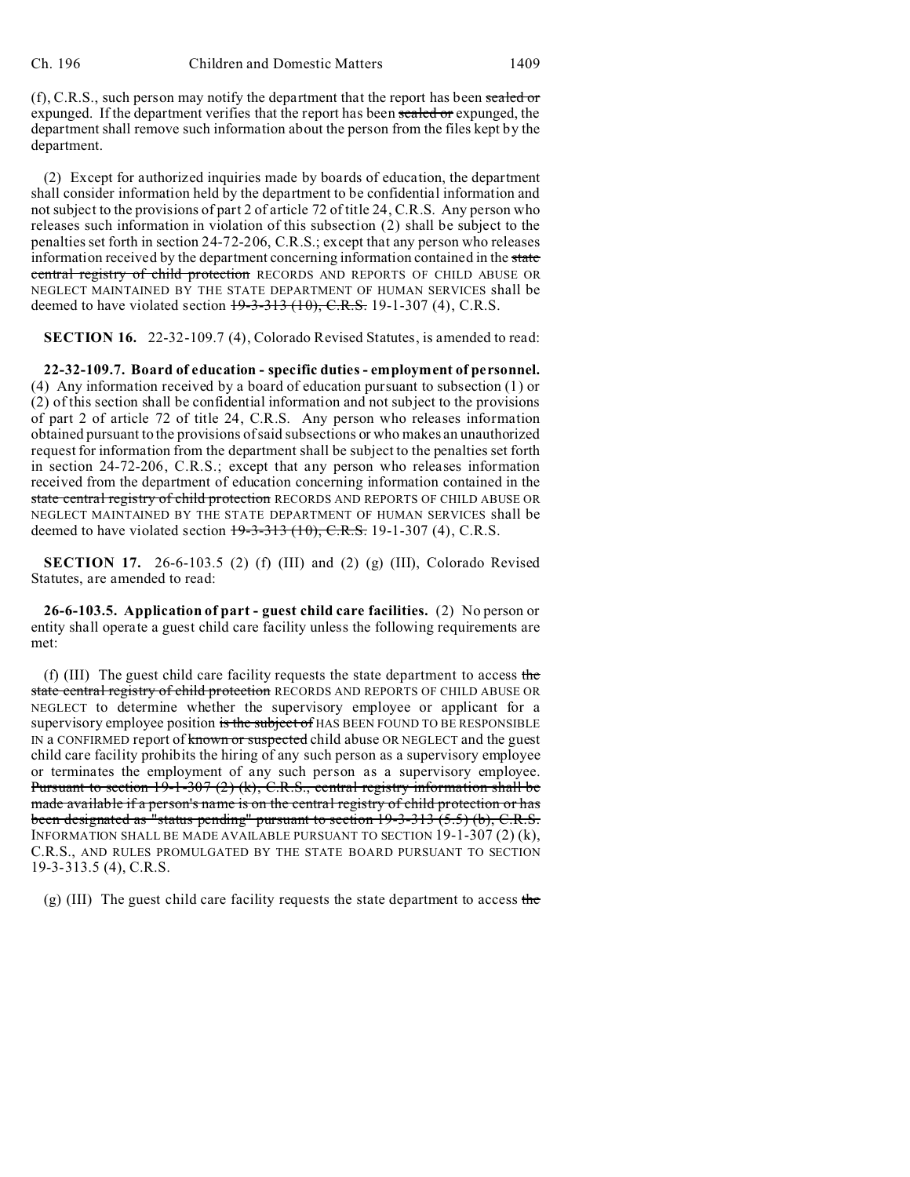(f), C.R.S., such person may notify the department that the report has been ~~sealed or~~ expunged. If the department verifies that the report has been ~~sealed or~~ expunged, the department shall remove such information about the person from the files kept by the department.

(2) Except for authorized inquiries made by boards of education, the department shall consider information held by the department to be confidential information and not subject to the provisions of part 2 of article 72 of title 24, C.R.S. Any person who releases such information in violation of this subsection (2) shall be subject to the penalties set forth in section 24-72-206, C.R.S.; except that any person who releases information received by the department concerning information contained in the ~~state central registry of child protection~~ RECORDS AND REPORTS OF CHILD ABUSE OR NEGLECT MAINTAINED BY THE STATE DEPARTMENT OF HUMAN SERVICES shall be deemed to have violated section ~~19-3-313 (10), C.R.S.~~ 19-1-307 (4), C.R.S.

**SECTION 16.** 22-32-109.7 (4), Colorado Revised Statutes, is amended to read:

**22-32-109.7. Board of education - specific duties - employment of personnel.** (4) Any information received by a board of education pursuant to subsection (1) or (2) of this section shall be confidential information and not subject to the provisions of part 2 of article 72 of title 24, C.R.S. Any person who releases information obtained pursuant to the provisions of said subsections or who makes an unauthorized request for information from the department shall be subject to the penalties set forth in section 24-72-206, C.R.S.; except that any person who releases information received from the department of education concerning information contained in the ~~state central registry of child protection~~ RECORDS AND REPORTS OF CHILD ABUSE OR NEGLECT MAINTAINED BY THE STATE DEPARTMENT OF HUMAN SERVICES shall be deemed to have violated section ~~19-3-313 (10), C.R.S.~~ 19-1-307 (4), C.R.S.

**SECTION 17.** 26-6-103.5 (2) (f) (III) and (2) (g) (III), Colorado Revised Statutes, are amended to read:

**26-6-103.5. Application of part - guest child care facilities.** (2) No person or entity shall operate a guest child care facility unless the following requirements are met:

(f) (III) The guest child care facility requests the state department to access ~~the state central registry of child protection~~ RECORDS AND REPORTS OF CHILD ABUSE OR NEGLECT to determine whether the supervisory employee or applicant for a supervisory employee position ~~is the subject of~~ HAS BEEN FOUND TO BE RESPONSIBLE IN a CONFIRMED report of ~~known or suspected~~ child abuse OR NEGLECT and the guest child care facility prohibits the hiring of any such person as a supervisory employee or terminates the employment of any such person as a supervisory employee. ~~Pursuant to section 19-1-307 (2) (k), C.R.S., central registry information shall be made available if a person's name is on the central registry of child protection or has been designated as "status pending" pursuant to section 19-3-313 (5.5) (b), C.R.S.~~ INFORMATION SHALL BE MADE AVAILABLE PURSUANT TO SECTION 19-1-307 (2) (k), C.R.S., AND RULES PROMULGATED BY THE STATE BOARD PURSUANT TO SECTION 19-3-313.5 (4), C.R.S.

(g) (III) The guest child care facility requests the state department to access ~~the~~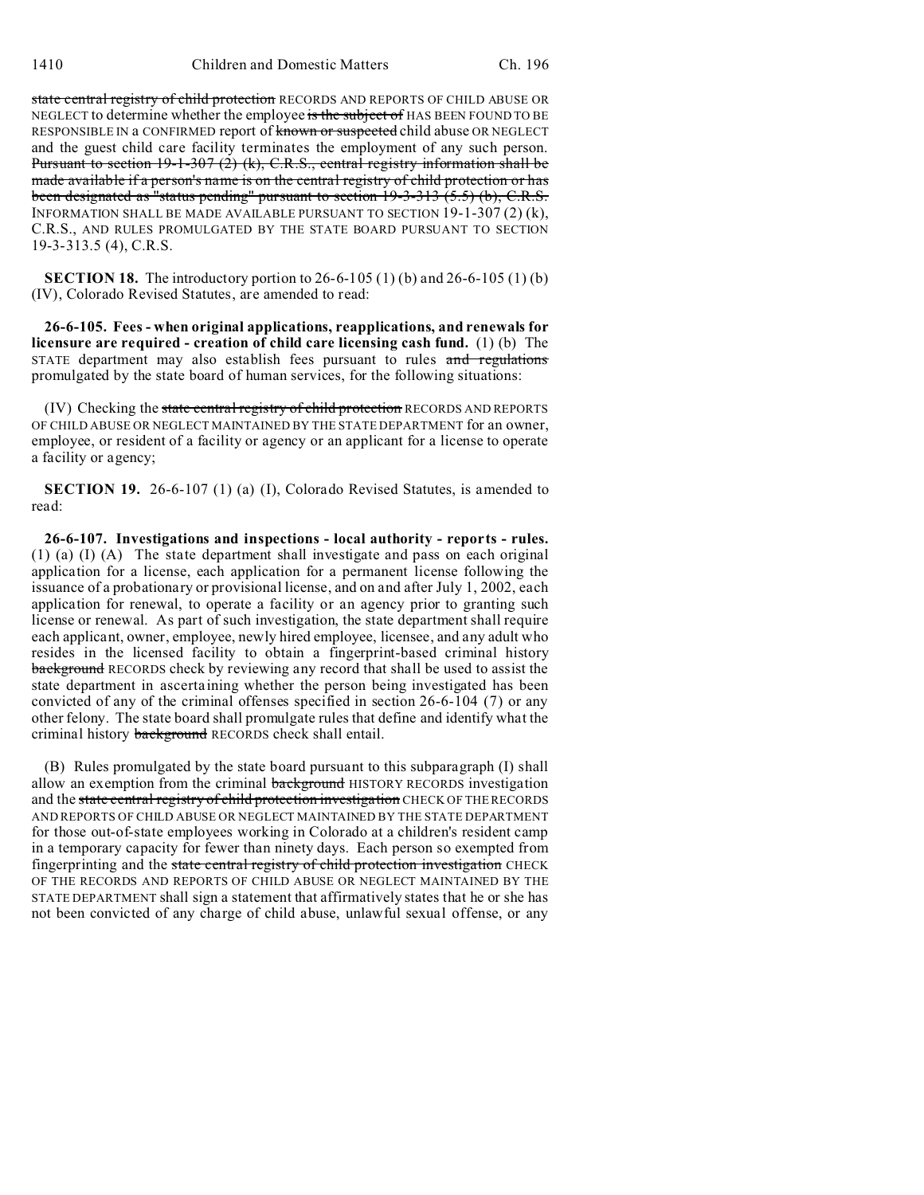state central registry of child protection RECORDS AND REPORTS OF CHILD ABUSE OR NEGLECT to determine whether the employee is the subject of HAS BEEN FOUND TO BE RESPONSIBLE IN A CONFIRMED report of known or suspected child abuse OR NEGLECT and the guest child care facility terminates the employment of any such person. Pursuant to section 19-1-307 (2) (k), C.R.S., central registry information shall be made available if a person's name is on the central registry of child protection or has been designated as "status pending" pursuant to section 19-3-313 (5.5) (b), C.R.S. INFORMATION SHALL BE MADE AVAILABLE PURSUANT TO SECTION 19-1-307 (2) (k), C.R.S., AND RULES PROMULGATED BY THE STATE BOARD PURSUANT TO SECTION 19-3-313.5 (4), C.R.S.

**SECTION 18.** The introductory portion to 26-6-105 (1) (b) and 26-6-105 (1) (b) (IV), Colorado Revised Statutes, are amended to read:

**26-6-105. Fees - when original applications, reapplications, and renewals for licensure are required - creation of child care licensing cash fund.** (1) (b) The STATE department may also establish fees pursuant to rules and regulations promulgated by the state board of human services, for the following situations:

(IV) Checking the state central registry of child protection RECORDS AND REPORTS OF CHILD ABUSE OR NEGLECT MAINTAINED BY THE STATE DEPARTMENT for an owner, employee, or resident of a facility or agency or an applicant for a license to operate a facility or agency;

**SECTION 19.** 26-6-107 (1) (a) (I), Colorado Revised Statutes, is amended to read:

**26-6-107. Investigations and inspections - local authority - reports - rules.** (1) (a) (I) (A) The state department shall investigate and pass on each original application for a license, each application for a permanent license following the issuance of a probationary or provisional license, and on and after July 1, 2002, each application for renewal, to operate a facility or an agency prior to granting such license or renewal. As part of such investigation, the state department shall require each applicant, owner, employee, newly hired employee, licensee, and any adult who resides in the licensed facility to obtain a fingerprint-based criminal history background RECORDS check by reviewing any record that shall be used to assist the state department in ascertaining whether the person being investigated has been convicted of any of the criminal offenses specified in section 26-6-104 (7) or any other felony. The state board shall promulgate rules that define and identify what the criminal history background RECORDS check shall entail.

(B) Rules promulgated by the state board pursuant to this subparagraph (I) shall allow an exemption from the criminal background HISTORY RECORDS investigation and the state central registry of child protection investigation CHECK OF THE RECORDS AND REPORTS OF CHILD ABUSE OR NEGLECT MAINTAINED BY THE STATE DEPARTMENT for those out-of-state employees working in Colorado at a children's resident camp in a temporary capacity for fewer than ninety days. Each person so exempted from fingerprinting and the state central registry of child protection investigation CHECK OF THE RECORDS AND REPORTS OF CHILD ABUSE OR NEGLECT MAINTAINED BY THE STATE DEPARTMENT shall sign a statement that affirmatively states that he or she has not been convicted of any charge of child abuse, unlawful sexual offense, or any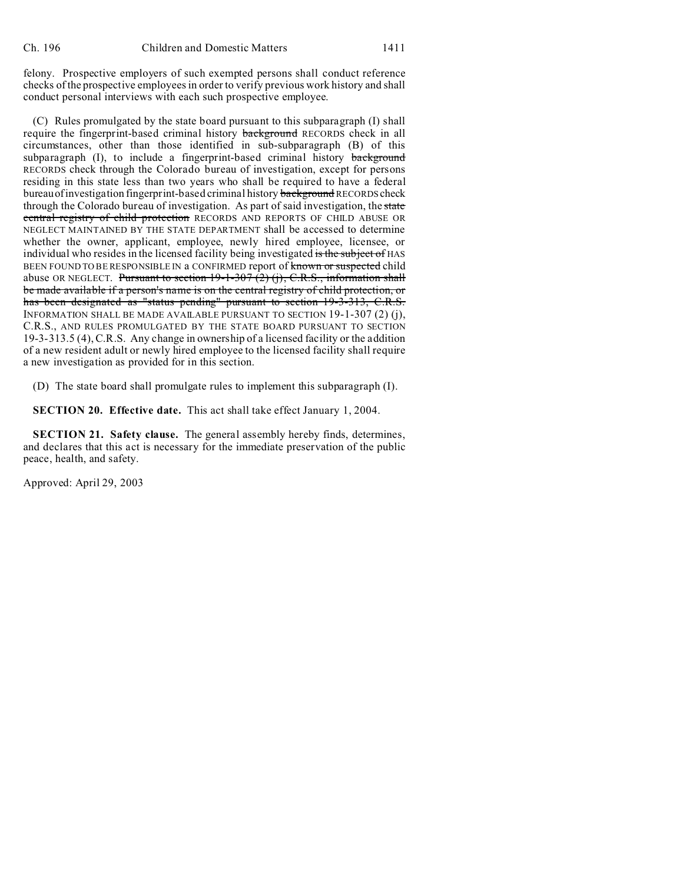felony. Prospective employers of such exempted persons shall conduct reference checks of the prospective employees in order to verify previous work history and shall conduct personal interviews with each such prospective employee.

(C) Rules promulgated by the state board pursuant to this subparagraph (I) shall require the fingerprint-based criminal history ~~background~~ RECORDS check in all circumstances, other than those identified in sub-subparagraph (B) of this subparagraph (I), to include a fingerprint-based criminal history ~~background~~ RECORDS check through the Colorado bureau of investigation, except for persons residing in this state less than two years who shall be required to have a federal bureau of investigation fingerprint-based criminal history ~~background~~ RECORDS check through the Colorado bureau of investigation. As part of said investigation, the ~~state central registry of child protection~~ RECORDS AND REPORTS OF CHILD ABUSE OR NEGLECT MAINTAINED BY THE STATE DEPARTMENT shall be accessed to determine whether the owner, applicant, employee, newly hired employee, licensee, or individual who resides in the licensed facility being investigated ~~is the subject of~~ HAS BEEN FOUND TO BE RESPONSIBLE IN a CONFIRMED report of ~~known or suspected~~ child abuse OR NEGLECT. ~~Pursuant to section 19-1-307 (2) (j), C.R.S., information shall be made available if a person's name is on the central registry of child protection, or has been designated as "status pending" pursuant to section 19-3-313, C.R.S.~~ INFORMATION SHALL BE MADE AVAILABLE PURSUANT TO SECTION 19-1-307 (2) (j), C.R.S., AND RULES PROMULGATED BY THE STATE BOARD PURSUANT TO SECTION 19-3-313.5 (4), C.R.S. Any change in ownership of a licensed facility or the addition of a new resident adult or newly hired employee to the licensed facility shall require a new investigation as provided for in this section.

(D) The state board shall promulgate rules to implement this subparagraph (I).

**SECTION 20. Effective date.** This act shall take effect January 1, 2004.

**SECTION 21. Safety clause.** The general assembly hereby finds, determines, and declares that this act is necessary for the immediate preservation of the public peace, health, and safety.

Approved: April 29, 2003